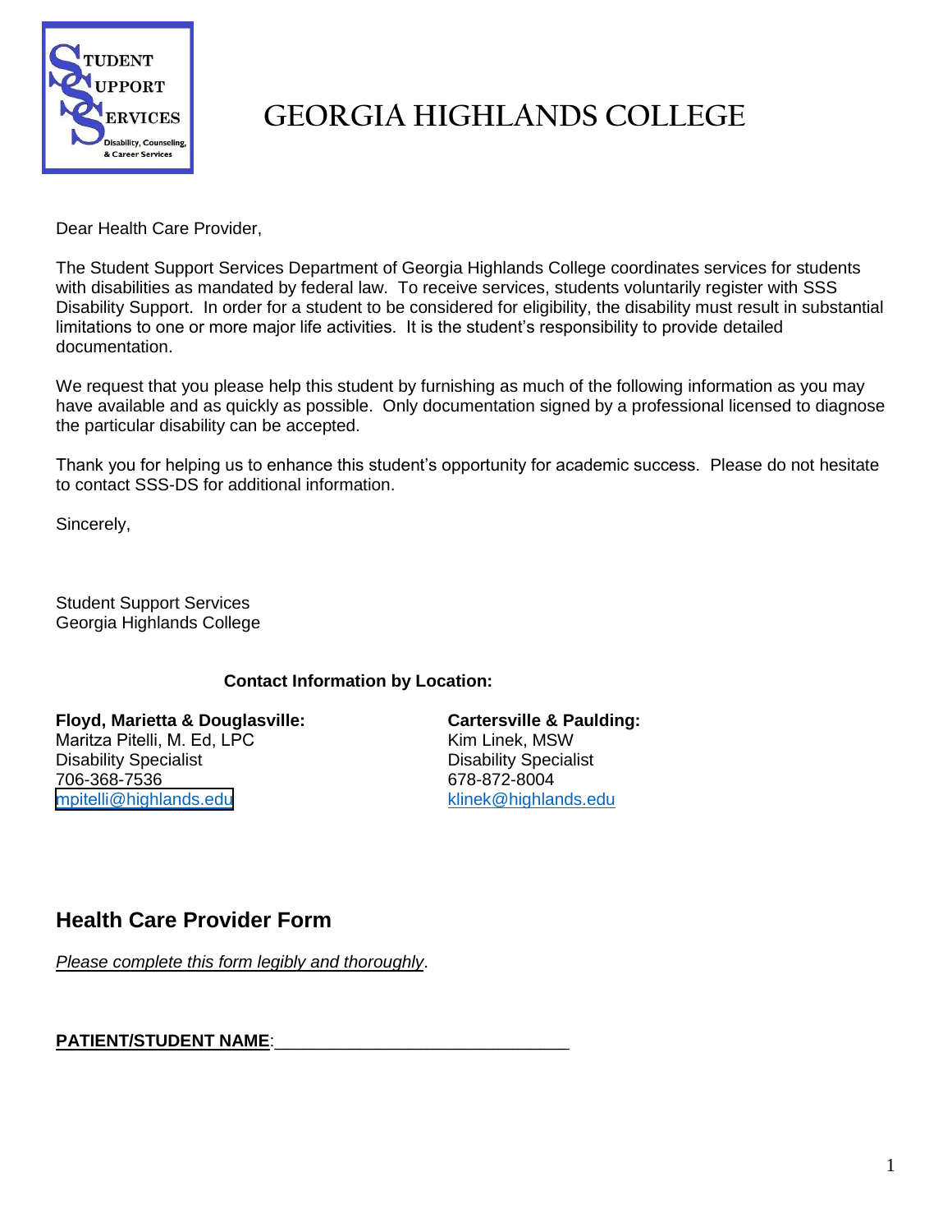# GEORGIA HIGHLANDS COLLEGE

Dear Health Care Provider,

The Student Support Services Department of Georgia Highlands College coordinates services for students with disabilities as mandated by federal law. To receive services, students voluntarily register with SSS Disability Support. In order for a student to be considered for eligibility, the disability must result in substantial limitations to one or more major life activities. It is the student's responsibility to provide detailed documentation.

We request that you please help this student by furnishing as much of the following information as you may have available and as quickly as possible. Only documentation signed by a professional licensed to diagnose the particular disability can be accepted.

Thank you for helping us to enhance this student's opportunity for academic success. Please do not hesitate to contact SSS-DS for additional information.

Sincerely,

Student Support Services
Georgia Highlands College

**Contact Information by Location:**

**Floyd, Marietta & Douglasville:**
Maritza Pitelli, M. Ed, LPC
Disability Specialist
706-368-7536
mpitelli@highlands.edu

**Cartersville & Paulding:**
Kim Linek, MSW
Disability Specialist
678-872-8004
klinek@highlands.edu

## Health Care Provider Form

*Please complete this form legibly and thoroughly*.

**PATIENT/STUDENT NAME**:______________________________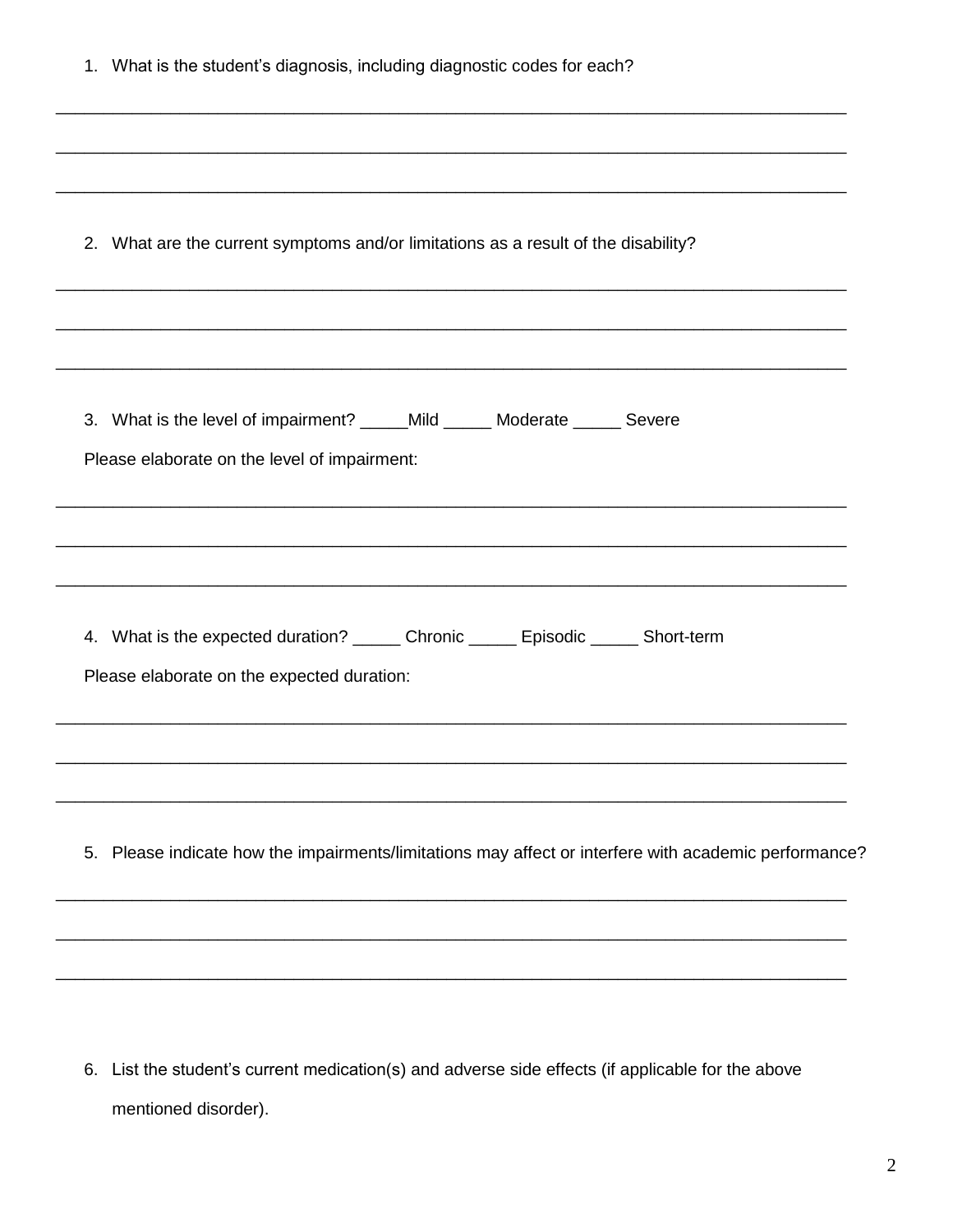1. What is the student's diagnosis, including diagnostic codes for each?

_______________________________________________________________________________

_______________________________________________________________________________

_______________________________________________________________________________

2. What are the current symptoms and/or limitations as a result of the disability?

_______________________________________________________________________________

_______________________________________________________________________________

_______________________________________________________________________________

3. What is the level of impairment? _____Mild _____ Moderate _____ Severe

   Please elaborate on the level of impairment:

_______________________________________________________________________________

_______________________________________________________________________________

_______________________________________________________________________________

4. What is the expected duration? _____ Chronic _____ Episodic _____ Short-term

   Please elaborate on the expected duration:

_______________________________________________________________________________

_______________________________________________________________________________

_______________________________________________________________________________

5. Please indicate how the impairments/limitations may affect or interfere with academic performance?

_______________________________________________________________________________

_______________________________________________________________________________

_______________________________________________________________________________

6. List the student's current medication(s) and adverse side effects (if applicable for the above mentioned disorder).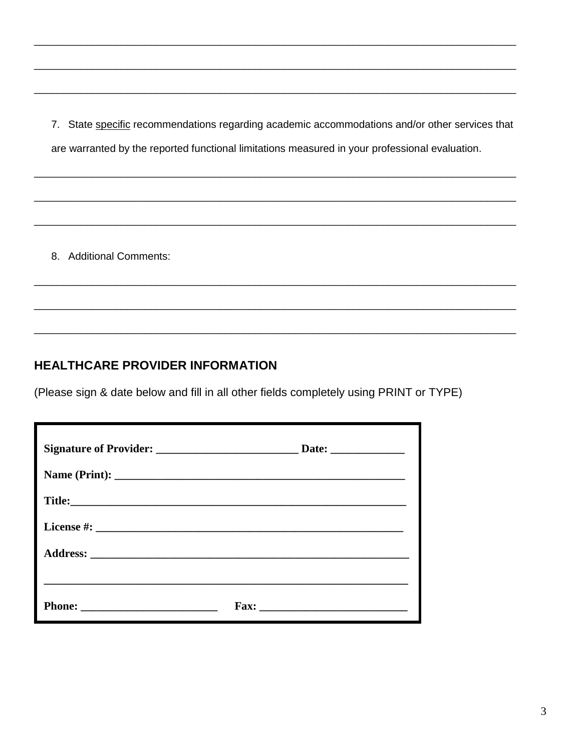\_\_\_\_\_\_\_\_\_\_\_\_\_\_\_\_\_\_\_\_\_\_\_\_\_\_\_\_\_\_\_\_\_\_\_\_\_\_\_\_\_\_\_\_\_\_\_\_\_\_\_\_\_\_\_\_\_\_\_\_\_\_\_\_\_\_\_\_\_\_\_\_\_\_\_\_

\_\_\_\_\_\_\_\_\_\_\_\_\_\_\_\_\_\_\_\_\_\_\_\_\_\_\_\_\_\_\_\_\_\_\_\_\_\_\_\_\_\_\_\_\_\_\_\_\_\_\_\_\_\_\_\_\_\_\_\_\_\_\_\_\_\_\_\_\_\_\_\_\_\_\_\_

\_\_\_\_\_\_\_\_\_\_\_\_\_\_\_\_\_\_\_\_\_\_\_\_\_\_\_\_\_\_\_\_\_\_\_\_\_\_\_\_\_\_\_\_\_\_\_\_\_\_\_\_\_\_\_\_\_\_\_\_\_\_\_\_\_\_\_\_\_\_\_\_\_\_\_\_

7. State <u>specific</u> recommendations regarding academic accommodations and/or other services that are warranted by the reported functional limitations measured in your professional evaluation.

\_\_\_\_\_\_\_\_\_\_\_\_\_\_\_\_\_\_\_\_\_\_\_\_\_\_\_\_\_\_\_\_\_\_\_\_\_\_\_\_\_\_\_\_\_\_\_\_\_\_\_\_\_\_\_\_\_\_\_\_\_\_\_\_\_\_\_\_\_\_\_\_\_\_\_\_

\_\_\_\_\_\_\_\_\_\_\_\_\_\_\_\_\_\_\_\_\_\_\_\_\_\_\_\_\_\_\_\_\_\_\_\_\_\_\_\_\_\_\_\_\_\_\_\_\_\_\_\_\_\_\_\_\_\_\_\_\_\_\_\_\_\_\_\_\_\_\_\_\_\_\_\_

\_\_\_\_\_\_\_\_\_\_\_\_\_\_\_\_\_\_\_\_\_\_\_\_\_\_\_\_\_\_\_\_\_\_\_\_\_\_\_\_\_\_\_\_\_\_\_\_\_\_\_\_\_\_\_\_\_\_\_\_\_\_\_\_\_\_\_\_\_\_\_\_\_\_\_\_

8. Additional Comments:

\_\_\_\_\_\_\_\_\_\_\_\_\_\_\_\_\_\_\_\_\_\_\_\_\_\_\_\_\_\_\_\_\_\_\_\_\_\_\_\_\_\_\_\_\_\_\_\_\_\_\_\_\_\_\_\_\_\_\_\_\_\_\_\_\_\_\_\_\_\_\_\_\_\_\_\_

\_\_\_\_\_\_\_\_\_\_\_\_\_\_\_\_\_\_\_\_\_\_\_\_\_\_\_\_\_\_\_\_\_\_\_\_\_\_\_\_\_\_\_\_\_\_\_\_\_\_\_\_\_\_\_\_\_\_\_\_\_\_\_\_\_\_\_\_\_\_\_\_\_\_\_\_

\_\_\_\_\_\_\_\_\_\_\_\_\_\_\_\_\_\_\_\_\_\_\_\_\_\_\_\_\_\_\_\_\_\_\_\_\_\_\_\_\_\_\_\_\_\_\_\_\_\_\_\_\_\_\_\_\_\_\_\_\_\_\_\_\_\_\_\_\_\_\_\_\_\_\_\_

## HEALTHCARE PROVIDER INFORMATION

(Please sign & date below and fill in all other fields completely using PRINT or TYPE)

**Signature of Provider:** \_\_\_\_\_\_\_\_\_\_\_\_\_\_\_\_\_\_\_\_\_\_\_\_\_ **Date:** \_\_\_\_\_\_\_\_\_\_\_\_\_

**Name (Print):** \_\_\_\_\_\_\_\_\_\_\_\_\_\_\_\_\_\_\_\_\_\_\_\_\_\_\_\_\_\_\_\_\_\_\_\_\_\_\_\_\_\_\_\_\_\_\_\_\_\_\_

**Title:**\_\_\_\_\_\_\_\_\_\_\_\_\_\_\_\_\_\_\_\_\_\_\_\_\_\_\_\_\_\_\_\_\_\_\_\_\_\_\_\_\_\_\_\_\_\_\_\_\_\_\_\_\_\_\_\_\_\_

**License #:** \_\_\_\_\_\_\_\_\_\_\_\_\_\_\_\_\_\_\_\_\_\_\_\_\_\_\_\_\_\_\_\_\_\_\_\_\_\_\_\_\_\_\_\_\_\_\_\_\_\_\_\_\_

**Address:** \_\_\_\_\_\_\_\_\_\_\_\_\_\_\_\_\_\_\_\_\_\_\_\_\_\_\_\_\_\_\_\_\_\_\_\_\_\_\_\_\_\_\_\_\_\_\_\_\_\_\_\_\_\_\_\_

\_\_\_\_\_\_\_\_\_\_\_\_\_\_\_\_\_\_\_\_\_\_\_\_\_\_\_\_\_\_\_\_\_\_\_\_\_\_\_\_\_\_\_\_\_\_\_\_\_\_\_\_\_\_\_\_\_\_\_\_\_\_\_\_\_

**Phone:** \_\_\_\_\_\_\_\_\_\_\_\_\_\_\_\_\_\_\_\_\_\_\_\_ **Fax:** \_\_\_\_\_\_\_\_\_\_\_\_\_\_\_\_\_\_\_\_\_\_\_\_\_\_